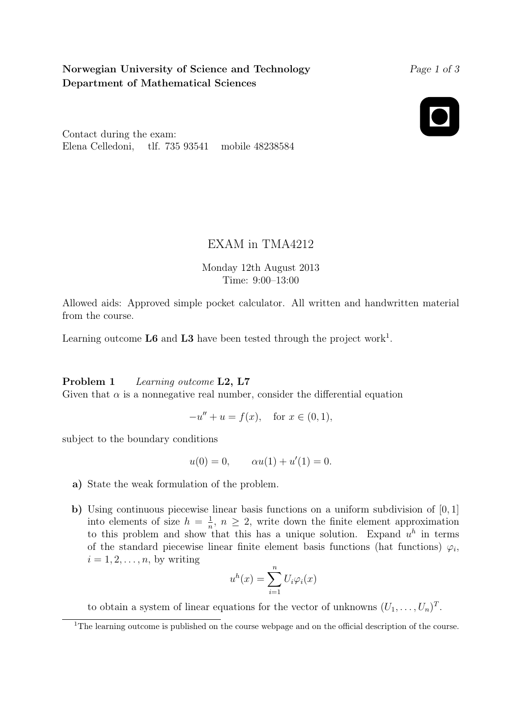**Norwegian University of Science and Technology**
**Department of Mathematical Sciences**

Contact during the exam:
Elena Celledoni, tlf. 735 93541 mobile 48238584

# EXAM in TMA4212

Monday 12th August 2013
Time: 9:00–13:00

Allowed aids: Approved simple pocket calculator. All written and handwritten material from the course.

Learning outcome **L6** and **L3** have been tested through the project work[1].

**Problem 1** *Learning outcome* **L2, L7**
Given that $\alpha$ is a nonnegative real number, consider the differential equation

$$-u'' + u = f(x), \quad \text{for } x \in (0, 1),$$

subject to the boundary conditions

$$u(0) = 0, \qquad \alpha u(1) + u'(1) = 0.$$

**a)** State the weak formulation of the problem.

**b)** Using continuous piecewise linear basis functions on a uniform subdivision of $[0, 1]$ into elements of size $h = \frac{1}{n}$, $n \geq 2$, write down the finite element approximation to this problem and show that this has a unique solution. Expand $u^h$ in terms of the standard piecewise linear finite element basis functions (hat functions) $\varphi_i$, $i = 1, 2, \ldots, n$, by writing

$$u^h(x) = \sum_{i=1}^{n} U_i \varphi_i(x)$$

to obtain a system of linear equations for the vector of unknowns $(U_1, \ldots, U_n)^T$.

[1] The learning outcome is published on the course webpage and on the official description of the course.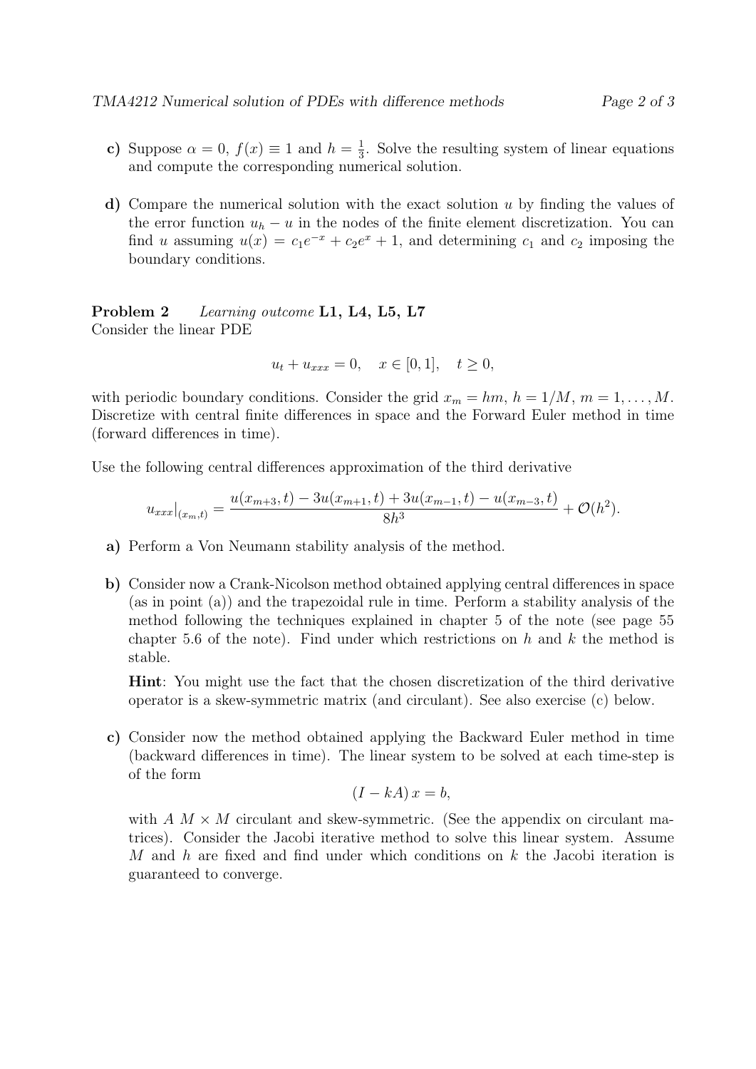**c)** Suppose $\alpha = 0$, $f(x) \equiv 1$ and $h = \frac{1}{3}$. Solve the resulting system of linear equations and compute the corresponding numerical solution.

**d)** Compare the numerical solution with the exact solution $u$ by finding the values of the error function $u_h - u$ in the nodes of the finite element discretization. You can find $u$ assuming $u(x) = c_1 e^{-x} + c_2 e^{x} + 1$, and determining $c_1$ and $c_2$ imposing the boundary conditions.

**Problem 2** *Learning outcome* **L1, L4, L5, L7**
Consider the linear PDE

$$u_t + u_{xxx} = 0, \quad x \in [0, 1], \quad t \geq 0,$$

with periodic boundary conditions. Consider the grid $x_m = hm$, $h = 1/M$, $m = 1, \ldots, M$. Discretize with central finite differences in space and the Forward Euler method in time (forward differences in time).

Use the following central differences approximation of the third derivative

$$u_{xxx}|_{(x_m,t)} = \frac{u(x_{m+3}, t) - 3u(x_{m+1}, t) + 3u(x_{m-1}, t) - u(x_{m-3}, t)}{8h^3} + \mathcal{O}(h^2).$$

**a)** Perform a Von Neumann stability analysis of the method.

**b)** Consider now a Crank-Nicolson method obtained applying central differences in space (as in point (a)) and the trapezoidal rule in time. Perform a stability analysis of the method following the techniques explained in chapter 5 of the note (see page 55 chapter 5.6 of the note). Find under which restrictions on $h$ and $k$ the method is stable.

**Hint**: You might use the fact that the chosen discretization of the third derivative operator is a skew-symmetric matrix (and circulant). See also exercise (c) below.

**c)** Consider now the method obtained applying the Backward Euler method in time (backward differences in time). The linear system to be solved at each time-step is of the form

$$(I - kA)\, x = b,$$

with $A$ $M \times M$ circulant and skew-symmetric. (See the appendix on circulant matrices). Consider the Jacobi iterative method to solve this linear system. Assume $M$ and $h$ are fixed and find under which conditions on $k$ the Jacobi iteration is guaranteed to converge.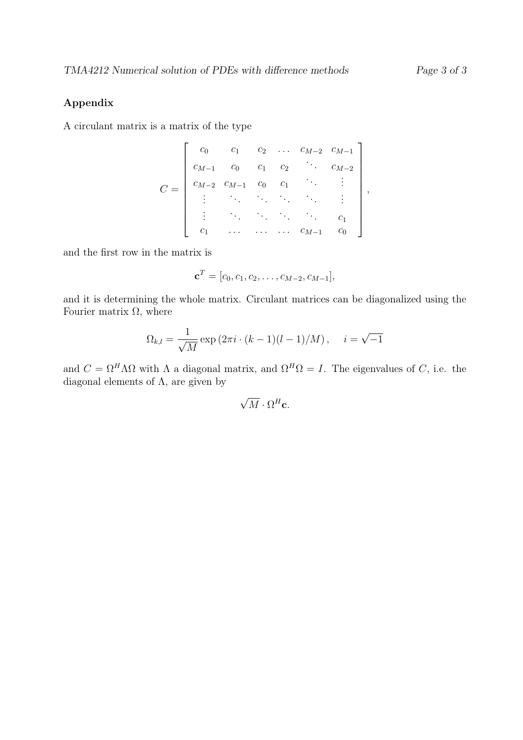## Appendix

A circulant matrix is a matrix of the type

$$
C = \begin{bmatrix}
c_0 & c_1 & c_2 & \dots & c_{M-2} & c_{M-1} \\
c_{M-1} & c_0 & c_1 & c_2 & \ddots & c_{M-2} \\
c_{M-2} & c_{M-1} & c_0 & c_1 & \ddots & \vdots \\
\vdots & \ddots & \ddots & \ddots & \ddots & \vdots \\
\vdots & \ddots & \ddots & \ddots & \ddots & c_1 \\
c_1 & \dots & \dots & \dots & c_{M-1} & c_0
\end{bmatrix},
$$

and the first row in the matrix is

$$
\mathbf{c}^T = [c_0, c_1, c_2, \dots, c_{M-2}, c_{M-1}],
$$

and it is determining the whole matrix. Circulant matrices can be diagonalized using the Fourier matrix $\Omega$, where

$$
\Omega_{k,l} = \frac{1}{\sqrt{M}} \exp\left(2\pi i \cdot (k-1)(l-1)/M\right), \quad i = \sqrt{-1}
$$

and $C = \Omega^H \Lambda \Omega$ with $\Lambda$ a diagonal matrix, and $\Omega^H \Omega = I$. The eigenvalues of $C$, i.e. the diagonal elements of $\Lambda$, are given by

$$
\sqrt{M} \cdot \Omega^H \mathbf{c}.
$$